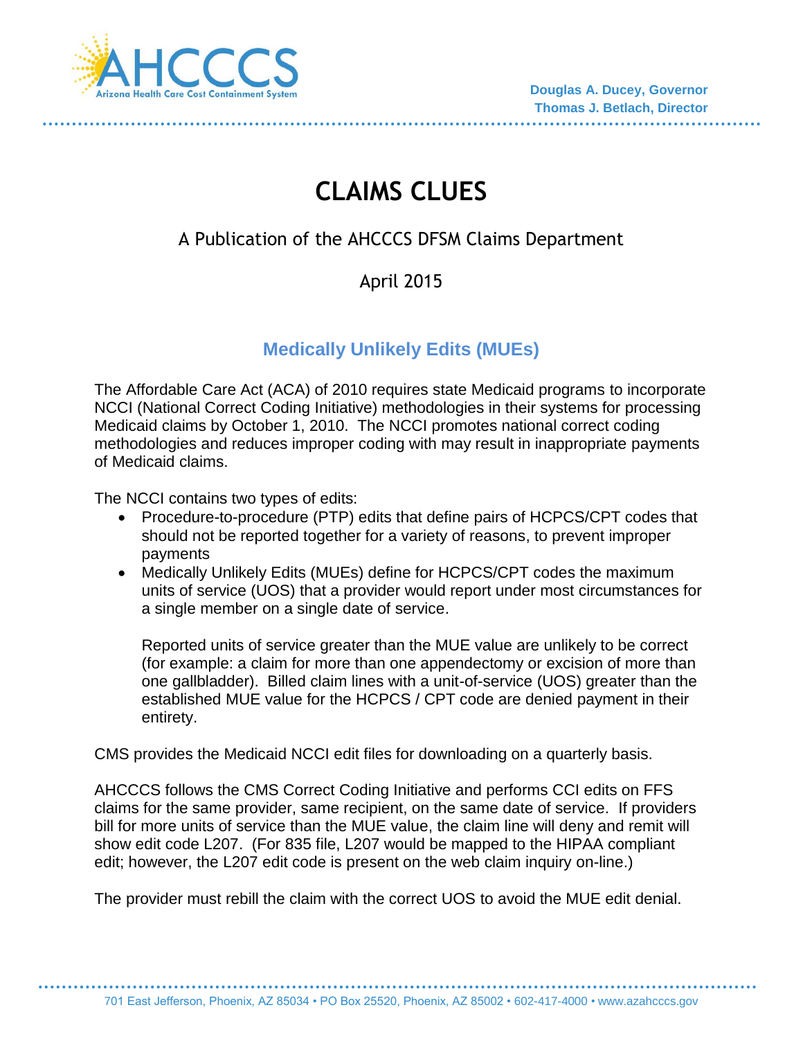AHCCCS
Arizona Health Care Cost Containment System

Douglas A. Ducey, Governor
Thomas J. Betlach, Director

# CLAIMS CLUES

A Publication of the AHCCCS DFSM Claims Department

April 2015

## Medically Unlikely Edits (MUEs)

The Affordable Care Act (ACA) of 2010 requires state Medicaid programs to incorporate NCCI (National Correct Coding Initiative) methodologies in their systems for processing Medicaid claims by October 1, 2010. The NCCI promotes national correct coding methodologies and reduces improper coding with may result in inappropriate payments of Medicaid claims.

The NCCI contains two types of edits:

- Procedure-to-procedure (PTP) edits that define pairs of HCPCS/CPT codes that should not be reported together for a variety of reasons, to prevent improper payments
- Medically Unlikely Edits (MUEs) define for HCPCS/CPT codes the maximum units of service (UOS) that a provider would report under most circumstances for a single member on a single date of service.

  Reported units of service greater than the MUE value are unlikely to be correct (for example: a claim for more than one appendectomy or excision of more than one gallbladder). Billed claim lines with a unit-of-service (UOS) greater than the established MUE value for the HCPCS / CPT code are denied payment in their entirety.

CMS provides the Medicaid NCCI edit files for downloading on a quarterly basis.

AHCCCS follows the CMS Correct Coding Initiative and performs CCI edits on FFS claims for the same provider, same recipient, on the same date of service. If providers bill for more units of service than the MUE value, the claim line will deny and remit will show edit code L207. (For 835 file, L207 would be mapped to the HIPAA compliant edit; however, the L207 edit code is present on the web claim inquiry on-line.)

The provider must rebill the claim with the correct UOS to avoid the MUE edit denial.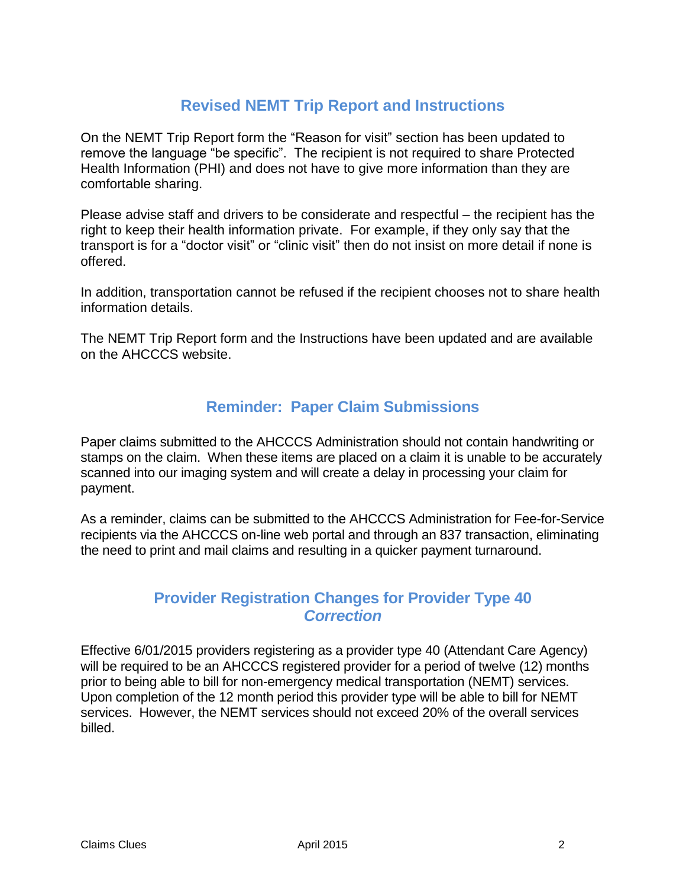## Revised NEMT Trip Report and Instructions

On the NEMT Trip Report form the “Reason for visit” section has been updated to remove the language “be specific”. The recipient is not required to share Protected Health Information (PHI) and does not have to give more information than they are comfortable sharing.

Please advise staff and drivers to be considerate and respectful – the recipient has the right to keep their health information private. For example, if they only say that the transport is for a “doctor visit” or “clinic visit” then do not insist on more detail if none is offered.

In addition, transportation cannot be refused if the recipient chooses not to share health information details.

The NEMT Trip Report form and the Instructions have been updated and are available on the AHCCCS website.

## Reminder: Paper Claim Submissions

Paper claims submitted to the AHCCCS Administration should not contain handwriting or stamps on the claim. When these items are placed on a claim it is unable to be accurately scanned into our imaging system and will create a delay in processing your claim for payment.

As a reminder, claims can be submitted to the AHCCCS Administration for Fee-for-Service recipients via the AHCCCS on-line web portal and through an 837 transaction, eliminating the need to print and mail claims and resulting in a quicker payment turnaround.

## Provider Registration Changes for Provider Type 40 *Correction*

Effective 6/01/2015 providers registering as a provider type 40 (Attendant Care Agency) will be required to be an AHCCCS registered provider for a period of twelve (12) months prior to being able to bill for non-emergency medical transportation (NEMT) services. Upon completion of the 12 month period this provider type will be able to bill for NEMT services. However, the NEMT services should not exceed 20% of the overall services billed.